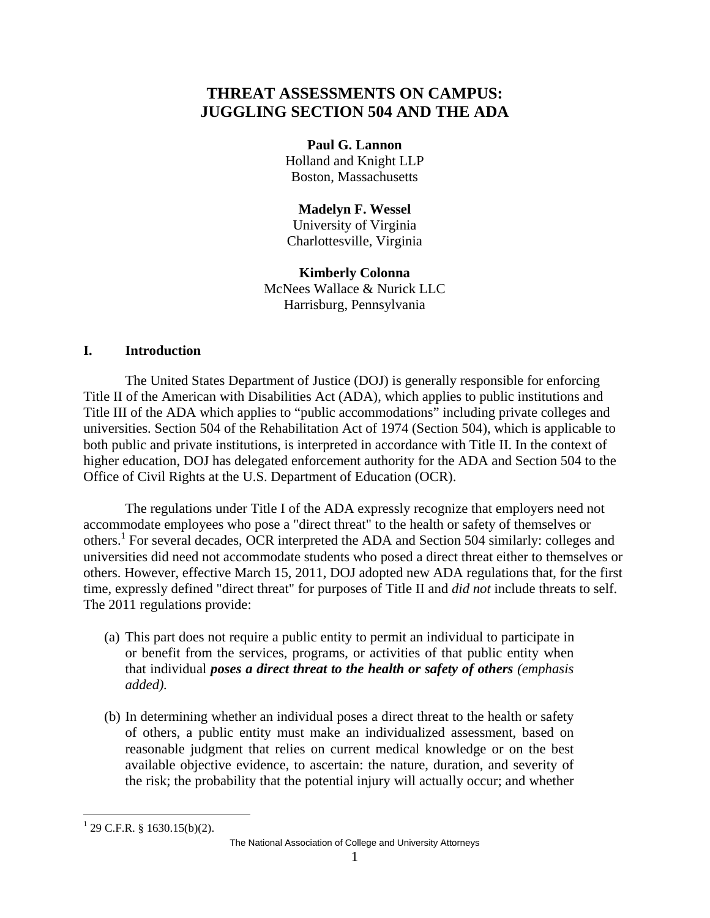# THREAT ASSESSMENTS ON CAMPUS: JUGGLING SECTION 504 AND THE ADA

**Paul G. Lannon**
Holland and Knight LLP
Boston, Massachusetts

**Madelyn F. Wessel**
University of Virginia
Charlottesville, Virginia

**Kimberly Colonna**
McNees Wallace & Nurick LLC
Harrisburg, Pennsylvania

## I. Introduction

The United States Department of Justice (DOJ) is generally responsible for enforcing Title II of the American with Disabilities Act (ADA), which applies to public institutions and Title III of the ADA which applies to "public accommodations" including private colleges and universities. Section 504 of the Rehabilitation Act of 1974 (Section 504), which is applicable to both public and private institutions, is interpreted in accordance with Title II. In the context of higher education, DOJ has delegated enforcement authority for the ADA and Section 504 to the Office of Civil Rights at the U.S. Department of Education (OCR).

The regulations under Title I of the ADA expressly recognize that employers need not accommodate employees who pose a "direct threat" to the health or safety of themselves or others.[1] For several decades, OCR interpreted the ADA and Section 504 similarly: colleges and universities did need not accommodate students who posed a direct threat either to themselves or others. However, effective March 15, 2011, DOJ adopted new ADA regulations that, for the first time, expressly defined "direct threat" for purposes of Title II and *did not* include threats to self. The 2011 regulations provide:

(a) This part does not require a public entity to permit an individual to participate in or benefit from the services, programs, or activities of that public entity when that individual ***poses a direct threat to the health or safety of others*** *(emphasis added).*

(b) In determining whether an individual poses a direct threat to the health or safety of others, a public entity must make an individualized assessment, based on reasonable judgment that relies on current medical knowledge or on the best available objective evidence, to ascertain: the nature, duration, and severity of the risk; the probability that the potential injury will actually occur; and whether

[1] 29 C.F.R. § 1630.15(b)(2).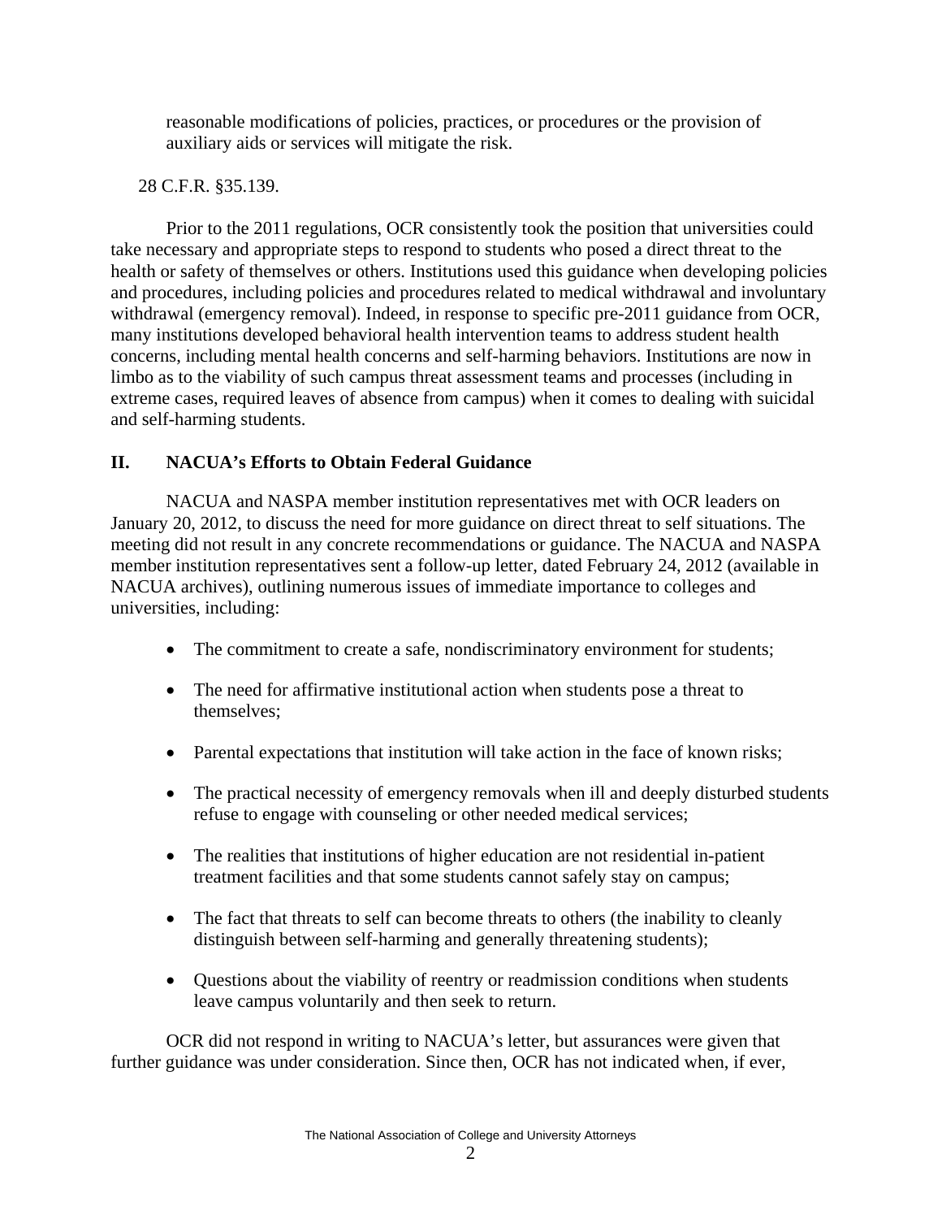reasonable modifications of policies, practices, or procedures or the provision of auxiliary aids or services will mitigate the risk.

28 C.F.R. §35.139.

Prior to the 2011 regulations, OCR consistently took the position that universities could take necessary and appropriate steps to respond to students who posed a direct threat to the health or safety of themselves or others. Institutions used this guidance when developing policies and procedures, including policies and procedures related to medical withdrawal and involuntary withdrawal (emergency removal). Indeed, in response to specific pre-2011 guidance from OCR, many institutions developed behavioral health intervention teams to address student health concerns, including mental health concerns and self-harming behaviors. Institutions are now in limbo as to the viability of such campus threat assessment teams and processes (including in extreme cases, required leaves of absence from campus) when it comes to dealing with suicidal and self-harming students.

## II. NACUA's Efforts to Obtain Federal Guidance

NACUA and NASPA member institution representatives met with OCR leaders on January 20, 2012, to discuss the need for more guidance on direct threat to self situations. The meeting did not result in any concrete recommendations or guidance. The NACUA and NASPA member institution representatives sent a follow-up letter, dated February 24, 2012 (available in NACUA archives), outlining numerous issues of immediate importance to colleges and universities, including:

- The commitment to create a safe, nondiscriminatory environment for students;
- The need for affirmative institutional action when students pose a threat to themselves;
- Parental expectations that institution will take action in the face of known risks;
- The practical necessity of emergency removals when ill and deeply disturbed students refuse to engage with counseling or other needed medical services;
- The realities that institutions of higher education are not residential in-patient treatment facilities and that some students cannot safely stay on campus;
- The fact that threats to self can become threats to others (the inability to cleanly distinguish between self-harming and generally threatening students);
- Questions about the viability of reentry or readmission conditions when students leave campus voluntarily and then seek to return.

OCR did not respond in writing to NACUA's letter, but assurances were given that further guidance was under consideration. Since then, OCR has not indicated when, if ever,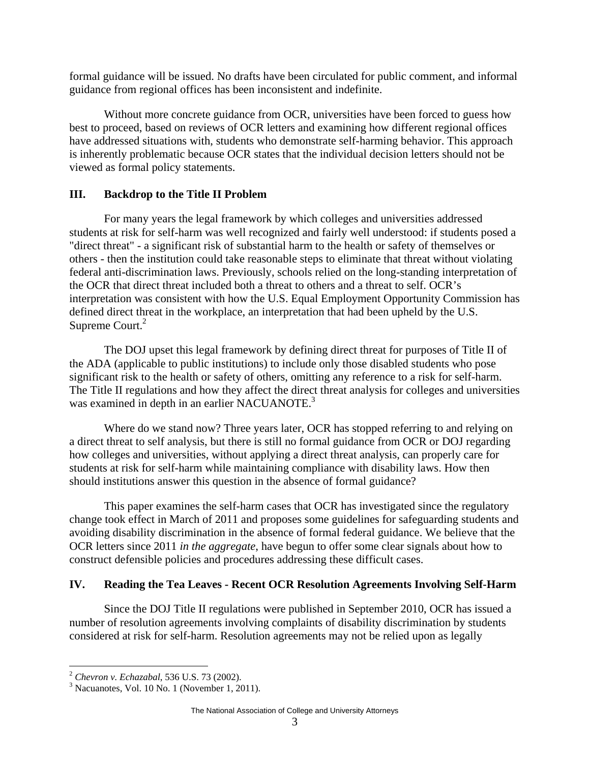formal guidance will be issued. No drafts have been circulated for public comment, and informal guidance from regional offices has been inconsistent and indefinite.

Without more concrete guidance from OCR, universities have been forced to guess how best to proceed, based on reviews of OCR letters and examining how different regional offices have addressed situations with, students who demonstrate self-harming behavior. This approach is inherently problematic because OCR states that the individual decision letters should not be viewed as formal policy statements.

## III. Backdrop to the Title II Problem

For many years the legal framework by which colleges and universities addressed students at risk for self-harm was well recognized and fairly well understood: if students posed a "direct threat" - a significant risk of substantial harm to the health or safety of themselves or others - then the institution could take reasonable steps to eliminate that threat without violating federal anti-discrimination laws. Previously, schools relied on the long-standing interpretation of the OCR that direct threat included both a threat to others and a threat to self. OCR's interpretation was consistent with how the U.S. Equal Employment Opportunity Commission has defined direct threat in the workplace, an interpretation that had been upheld by the U.S. Supreme Court.[2]

The DOJ upset this legal framework by defining direct threat for purposes of Title II of the ADA (applicable to public institutions) to include only those disabled students who pose significant risk to the health or safety of others, omitting any reference to a risk for self-harm. The Title II regulations and how they affect the direct threat analysis for colleges and universities was examined in depth in an earlier NACUANOTE.[3]

Where do we stand now? Three years later, OCR has stopped referring to and relying on a direct threat to self analysis, but there is still no formal guidance from OCR or DOJ regarding how colleges and universities, without applying a direct threat analysis, can properly care for students at risk for self-harm while maintaining compliance with disability laws. How then should institutions answer this question in the absence of formal guidance?

This paper examines the self-harm cases that OCR has investigated since the regulatory change took effect in March of 2011 and proposes some guidelines for safeguarding students and avoiding disability discrimination in the absence of formal federal guidance. We believe that the OCR letters since 2011 *in the aggregate*, have begun to offer some clear signals about how to construct defensible policies and procedures addressing these difficult cases.

## IV. Reading the Tea Leaves - Recent OCR Resolution Agreements Involving Self-Harm

Since the DOJ Title II regulations were published in September 2010, OCR has issued a number of resolution agreements involving complaints of disability discrimination by students considered at risk for self-harm. Resolution agreements may not be relied upon as legally

---

[2] *Chevron v. Echazabal*, 536 U.S. 73 (2002).

[3] Nacuanotes, Vol. 10 No. 1 (November 1, 2011).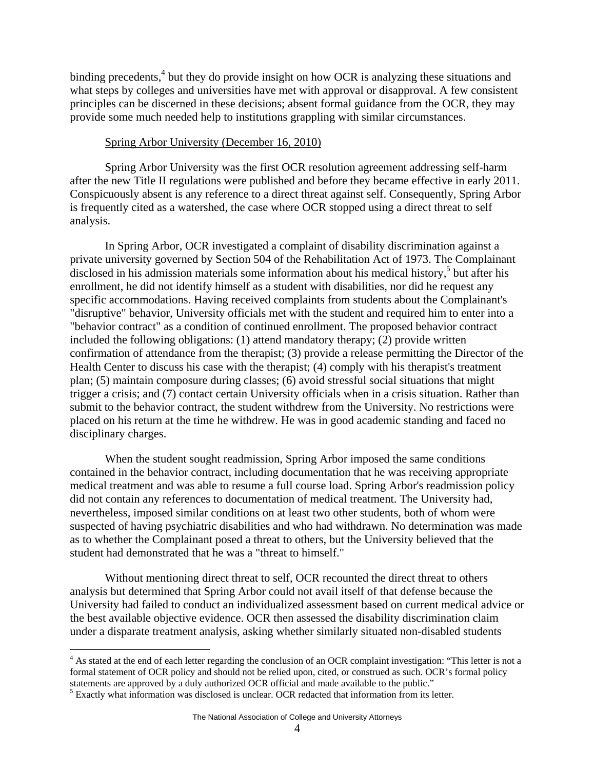binding precedents,[4] but they do provide insight on how OCR is analyzing these situations and what steps by colleges and universities have met with approval or disapproval. A few consistent principles can be discerned in these decisions; absent formal guidance from the OCR, they may provide some much needed help to institutions grappling with similar circumstances.

Spring Arbor University (December 16, 2010)

Spring Arbor University was the first OCR resolution agreement addressing self-harm after the new Title II regulations were published and before they became effective in early 2011. Conspicuously absent is any reference to a direct threat against self. Consequently, Spring Arbor is frequently cited as a watershed, the case where OCR stopped using a direct threat to self analysis.

In Spring Arbor, OCR investigated a complaint of disability discrimination against a private university governed by Section 504 of the Rehabilitation Act of 1973. The Complainant disclosed in his admission materials some information about his medical history,[5] but after his enrollment, he did not identify himself as a student with disabilities, nor did he request any specific accommodations. Having received complaints from students about the Complainant's "disruptive" behavior, University officials met with the student and required him to enter into a "behavior contract" as a condition of continued enrollment. The proposed behavior contract included the following obligations: (1) attend mandatory therapy; (2) provide written confirmation of attendance from the therapist; (3) provide a release permitting the Director of the Health Center to discuss his case with the therapist; (4) comply with his therapist's treatment plan; (5) maintain composure during classes; (6) avoid stressful social situations that might trigger a crisis; and (7) contact certain University officials when in a crisis situation. Rather than submit to the behavior contract, the student withdrew from the University. No restrictions were placed on his return at the time he withdrew. He was in good academic standing and faced no disciplinary charges.

When the student sought readmission, Spring Arbor imposed the same conditions contained in the behavior contract, including documentation that he was receiving appropriate medical treatment and was able to resume a full course load. Spring Arbor's readmission policy did not contain any references to documentation of medical treatment. The University had, nevertheless, imposed similar conditions on at least two other students, both of whom were suspected of having psychiatric disabilities and who had withdrawn. No determination was made as to whether the Complainant posed a threat to others, but the University believed that the student had demonstrated that he was a "threat to himself."

Without mentioning direct threat to self, OCR recounted the direct threat to others analysis but determined that Spring Arbor could not avail itself of that defense because the University had failed to conduct an individualized assessment based on current medical advice or the best available objective evidence. OCR then assessed the disability discrimination claim under a disparate treatment analysis, asking whether similarly situated non-disabled students

---

[4] As stated at the end of each letter regarding the conclusion of an OCR complaint investigation: "This letter is not a formal statement of OCR policy and should not be relied upon, cited, or construed as such. OCR's formal policy statements are approved by a duly authorized OCR official and made available to the public."

[5] Exactly what information was disclosed is unclear. OCR redacted that information from its letter.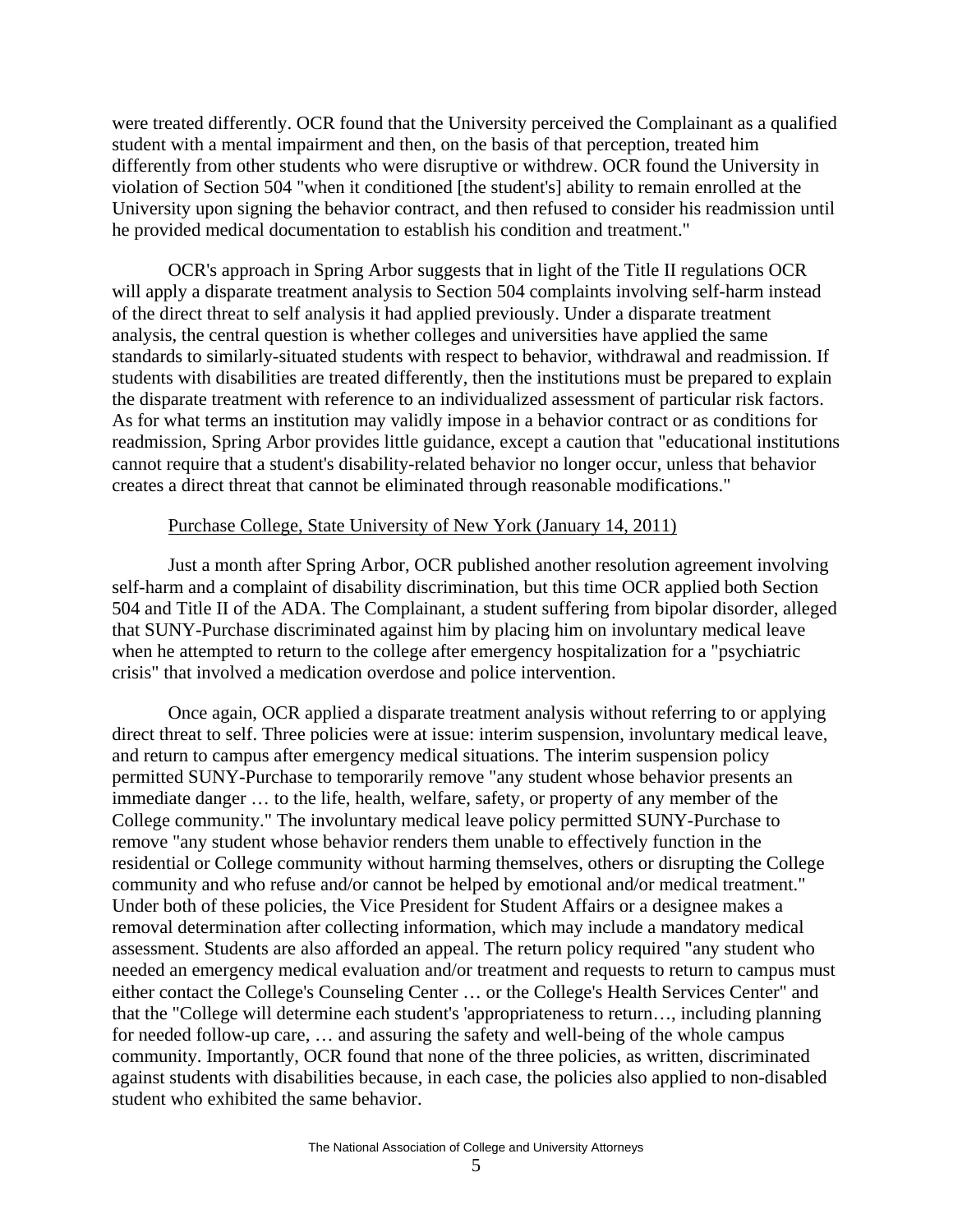were treated differently. OCR found that the University perceived the Complainant as a qualified student with a mental impairment and then, on the basis of that perception, treated him differently from other students who were disruptive or withdrew. OCR found the University in violation of Section 504 "when it conditioned [the student's] ability to remain enrolled at the University upon signing the behavior contract, and then refused to consider his readmission until he provided medical documentation to establish his condition and treatment."

OCR's approach in Spring Arbor suggests that in light of the Title II regulations OCR will apply a disparate treatment analysis to Section 504 complaints involving self-harm instead of the direct threat to self analysis it had applied previously. Under a disparate treatment analysis, the central question is whether colleges and universities have applied the same standards to similarly-situated students with respect to behavior, withdrawal and readmission. If students with disabilities are treated differently, then the institutions must be prepared to explain the disparate treatment with reference to an individualized assessment of particular risk factors. As for what terms an institution may validly impose in a behavior contract or as conditions for readmission, Spring Arbor provides little guidance, except a caution that "educational institutions cannot require that a student's disability-related behavior no longer occur, unless that behavior creates a direct threat that cannot be eliminated through reasonable modifications."

<u>Purchase College, State University of New York (January 14, 2011)</u>

Just a month after Spring Arbor, OCR published another resolution agreement involving self-harm and a complaint of disability discrimination, but this time OCR applied both Section 504 and Title II of the ADA. The Complainant, a student suffering from bipolar disorder, alleged that SUNY-Purchase discriminated against him by placing him on involuntary medical leave when he attempted to return to the college after emergency hospitalization for a "psychiatric crisis" that involved a medication overdose and police intervention.

Once again, OCR applied a disparate treatment analysis without referring to or applying direct threat to self. Three policies were at issue: interim suspension, involuntary medical leave, and return to campus after emergency medical situations. The interim suspension policy permitted SUNY-Purchase to temporarily remove "any student whose behavior presents an immediate danger … to the life, health, welfare, safety, or property of any member of the College community." The involuntary medical leave policy permitted SUNY-Purchase to remove "any student whose behavior renders them unable to effectively function in the residential or College community without harming themselves, others or disrupting the College community and who refuse and/or cannot be helped by emotional and/or medical treatment." Under both of these policies, the Vice President for Student Affairs or a designee makes a removal determination after collecting information, which may include a mandatory medical assessment. Students are also afforded an appeal. The return policy required "any student who needed an emergency medical evaluation and/or treatment and requests to return to campus must either contact the College's Counseling Center … or the College's Health Services Center" and that the "College will determine each student's 'appropriateness to return…, including planning for needed follow-up care, … and assuring the safety and well-being of the whole campus community. Importantly, OCR found that none of the three policies, as written, discriminated against students with disabilities because, in each case, the policies also applied to non-disabled student who exhibited the same behavior.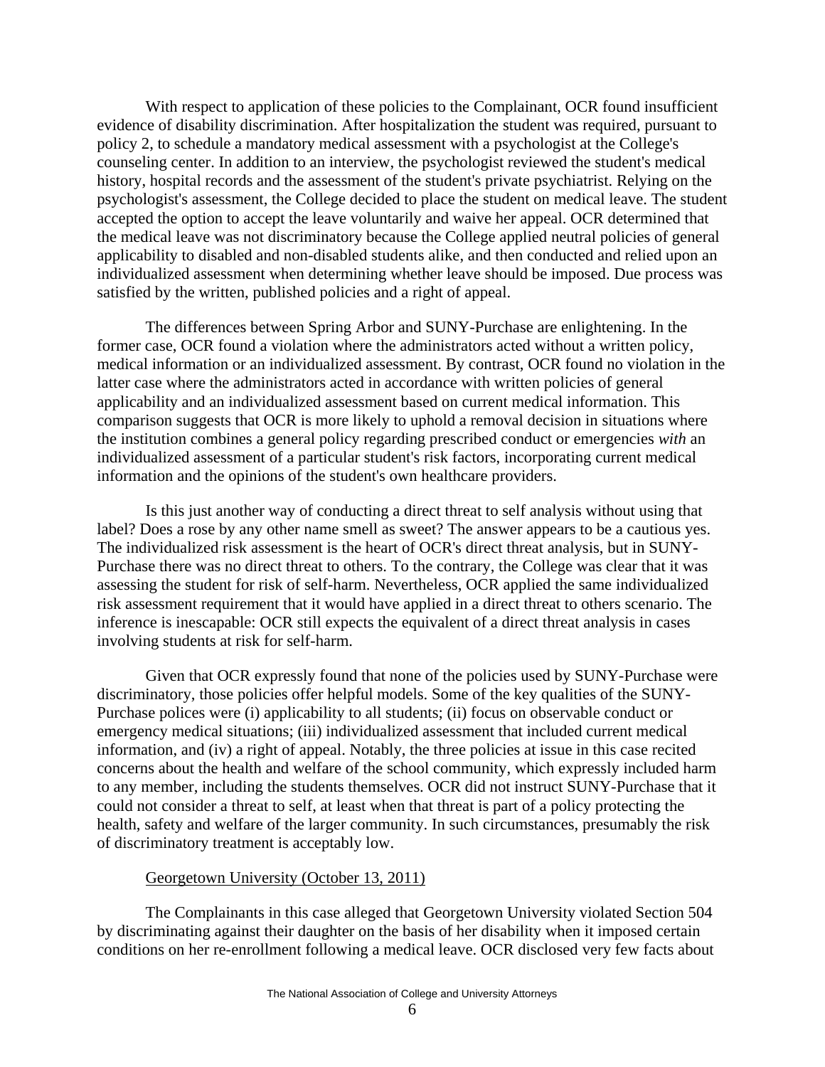With respect to application of these policies to the Complainant, OCR found insufficient evidence of disability discrimination. After hospitalization the student was required, pursuant to policy 2, to schedule a mandatory medical assessment with a psychologist at the College's counseling center. In addition to an interview, the psychologist reviewed the student's medical history, hospital records and the assessment of the student's private psychiatrist. Relying on the psychologist's assessment, the College decided to place the student on medical leave. The student accepted the option to accept the leave voluntarily and waive her appeal. OCR determined that the medical leave was not discriminatory because the College applied neutral policies of general applicability to disabled and non-disabled students alike, and then conducted and relied upon an individualized assessment when determining whether leave should be imposed. Due process was satisfied by the written, published policies and a right of appeal.

The differences between Spring Arbor and SUNY-Purchase are enlightening. In the former case, OCR found a violation where the administrators acted without a written policy, medical information or an individualized assessment. By contrast, OCR found no violation in the latter case where the administrators acted in accordance with written policies of general applicability and an individualized assessment based on current medical information. This comparison suggests that OCR is more likely to uphold a removal decision in situations where the institution combines a general policy regarding prescribed conduct or emergencies *with* an individualized assessment of a particular student's risk factors, incorporating current medical information and the opinions of the student's own healthcare providers.

Is this just another way of conducting a direct threat to self analysis without using that label? Does a rose by any other name smell as sweet? The answer appears to be a cautious yes. The individualized risk assessment is the heart of OCR's direct threat analysis, but in SUNY-Purchase there was no direct threat to others. To the contrary, the College was clear that it was assessing the student for risk of self-harm. Nevertheless, OCR applied the same individualized risk assessment requirement that it would have applied in a direct threat to others scenario. The inference is inescapable: OCR still expects the equivalent of a direct threat analysis in cases involving students at risk for self-harm.

Given that OCR expressly found that none of the policies used by SUNY-Purchase were discriminatory, those policies offer helpful models. Some of the key qualities of the SUNY-Purchase polices were (i) applicability to all students; (ii) focus on observable conduct or emergency medical situations; (iii) individualized assessment that included current medical information, and (iv) a right of appeal. Notably, the three policies at issue in this case recited concerns about the health and welfare of the school community, which expressly included harm to any member, including the students themselves. OCR did not instruct SUNY-Purchase that it could not consider a threat to self, at least when that threat is part of a policy protecting the health, safety and welfare of the larger community. In such circumstances, presumably the risk of discriminatory treatment is acceptably low.

<u>Georgetown University (October 13, 2011)</u>

The Complainants in this case alleged that Georgetown University violated Section 504 by discriminating against their daughter on the basis of her disability when it imposed certain conditions on her re-enrollment following a medical leave. OCR disclosed very few facts about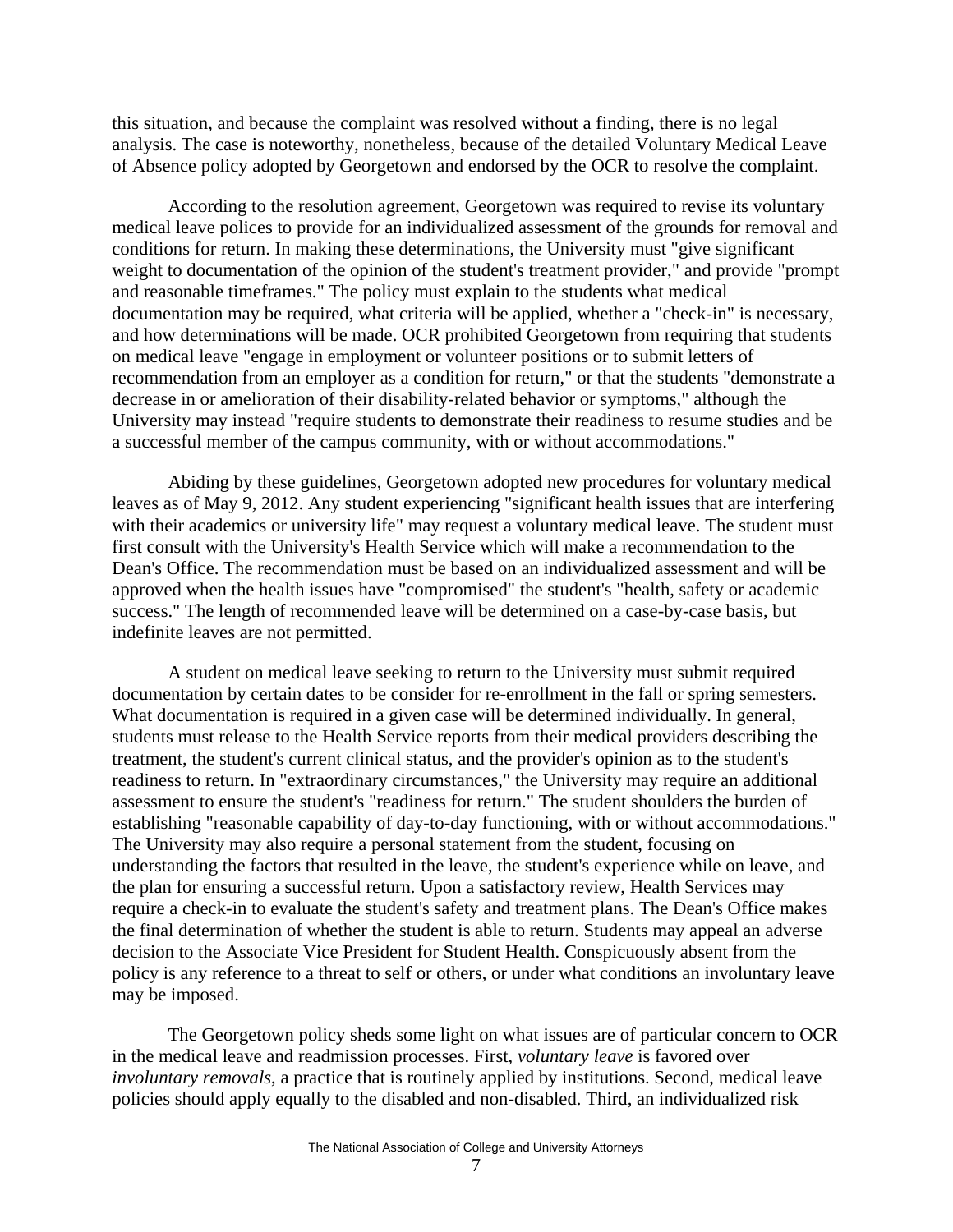this situation, and because the complaint was resolved without a finding, there is no legal analysis. The case is noteworthy, nonetheless, because of the detailed Voluntary Medical Leave of Absence policy adopted by Georgetown and endorsed by the OCR to resolve the complaint.

According to the resolution agreement, Georgetown was required to revise its voluntary medical leave polices to provide for an individualized assessment of the grounds for removal and conditions for return. In making these determinations, the University must "give significant weight to documentation of the opinion of the student's treatment provider," and provide "prompt and reasonable timeframes." The policy must explain to the students what medical documentation may be required, what criteria will be applied, whether a "check-in" is necessary, and how determinations will be made. OCR prohibited Georgetown from requiring that students on medical leave "engage in employment or volunteer positions or to submit letters of recommendation from an employer as a condition for return," or that the students "demonstrate a decrease in or amelioration of their disability-related behavior or symptoms," although the University may instead "require students to demonstrate their readiness to resume studies and be a successful member of the campus community, with or without accommodations."

Abiding by these guidelines, Georgetown adopted new procedures for voluntary medical leaves as of May 9, 2012. Any student experiencing "significant health issues that are interfering with their academics or university life" may request a voluntary medical leave. The student must first consult with the University's Health Service which will make a recommendation to the Dean's Office. The recommendation must be based on an individualized assessment and will be approved when the health issues have "compromised" the student's "health, safety or academic success." The length of recommended leave will be determined on a case-by-case basis, but indefinite leaves are not permitted.

A student on medical leave seeking to return to the University must submit required documentation by certain dates to be consider for re-enrollment in the fall or spring semesters. What documentation is required in a given case will be determined individually. In general, students must release to the Health Service reports from their medical providers describing the treatment, the student's current clinical status, and the provider's opinion as to the student's readiness to return. In "extraordinary circumstances," the University may require an additional assessment to ensure the student's "readiness for return." The student shoulders the burden of establishing "reasonable capability of day-to-day functioning, with or without accommodations." The University may also require a personal statement from the student, focusing on understanding the factors that resulted in the leave, the student's experience while on leave, and the plan for ensuring a successful return. Upon a satisfactory review, Health Services may require a check-in to evaluate the student's safety and treatment plans. The Dean's Office makes the final determination of whether the student is able to return. Students may appeal an adverse decision to the Associate Vice President for Student Health. Conspicuously absent from the policy is any reference to a threat to self or others, or under what conditions an involuntary leave may be imposed.

The Georgetown policy sheds some light on what issues are of particular concern to OCR in the medical leave and readmission processes. First, *voluntary leave* is favored over *involuntary removals*, a practice that is routinely applied by institutions. Second, medical leave policies should apply equally to the disabled and non-disabled. Third, an individualized risk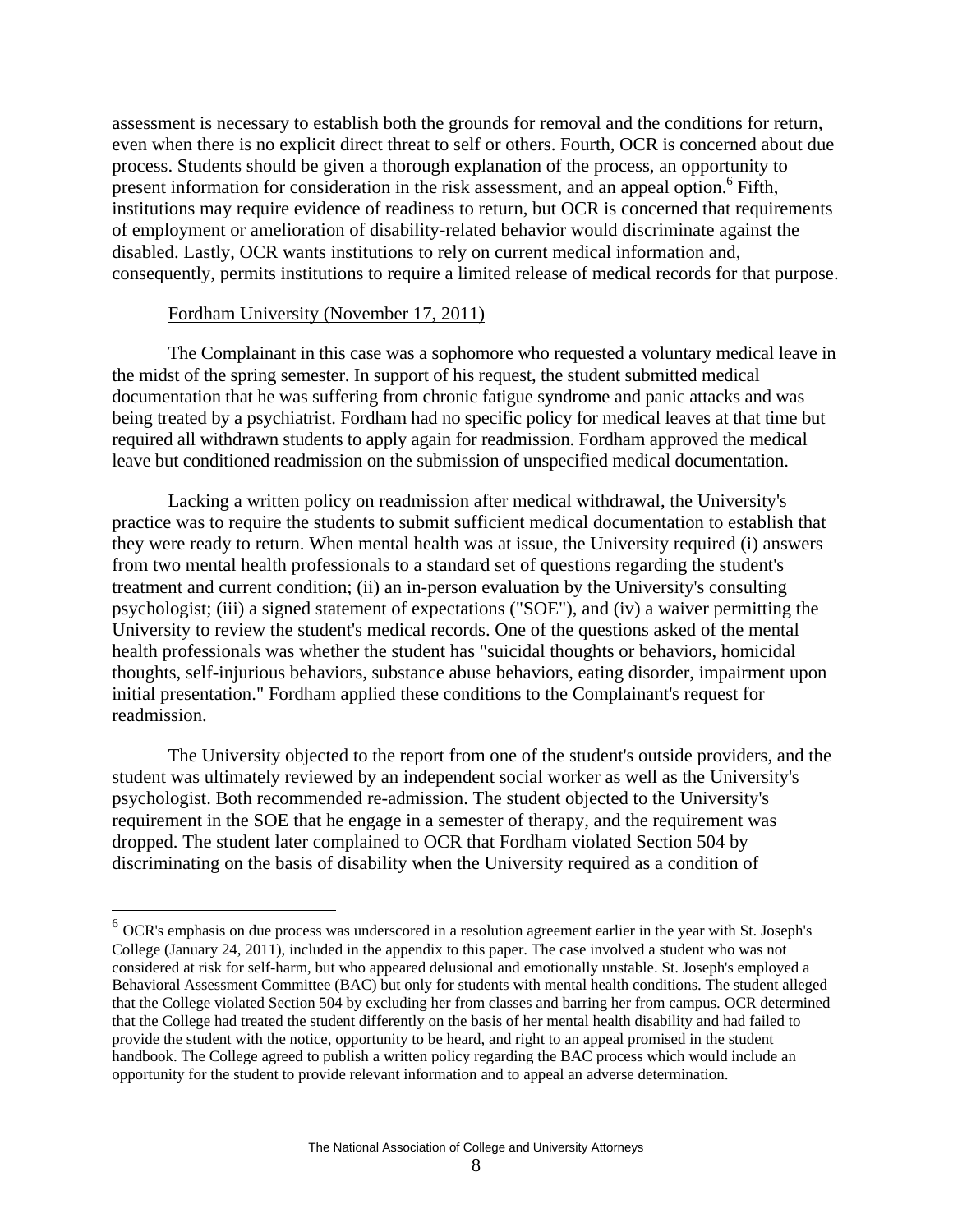assessment is necessary to establish both the grounds for removal and the conditions for return, even when there is no explicit direct threat to self or others. Fourth, OCR is concerned about due process. Students should be given a thorough explanation of the process, an opportunity to present information for consideration in the risk assessment, and an appeal option.[6] Fifth, institutions may require evidence of readiness to return, but OCR is concerned that requirements of employment or amelioration of disability-related behavior would discriminate against the disabled. Lastly, OCR wants institutions to rely on current medical information and, consequently, permits institutions to require a limited release of medical records for that purpose.

Fordham University (November 17, 2011)

The Complainant in this case was a sophomore who requested a voluntary medical leave in the midst of the spring semester. In support of his request, the student submitted medical documentation that he was suffering from chronic fatigue syndrome and panic attacks and was being treated by a psychiatrist. Fordham had no specific policy for medical leaves at that time but required all withdrawn students to apply again for readmission. Fordham approved the medical leave but conditioned readmission on the submission of unspecified medical documentation.

Lacking a written policy on readmission after medical withdrawal, the University's practice was to require the students to submit sufficient medical documentation to establish that they were ready to return. When mental health was at issue, the University required (i) answers from two mental health professionals to a standard set of questions regarding the student's treatment and current condition; (ii) an in-person evaluation by the University's consulting psychologist; (iii) a signed statement of expectations ("SOE"), and (iv) a waiver permitting the University to review the student's medical records. One of the questions asked of the mental health professionals was whether the student has "suicidal thoughts or behaviors, homicidal thoughts, self-injurious behaviors, substance abuse behaviors, eating disorder, impairment upon initial presentation." Fordham applied these conditions to the Complainant's request for readmission.

The University objected to the report from one of the student's outside providers, and the student was ultimately reviewed by an independent social worker as well as the University's psychologist. Both recommended re-admission. The student objected to the University's requirement in the SOE that he engage in a semester of therapy, and the requirement was dropped. The student later complained to OCR that Fordham violated Section 504 by discriminating on the basis of disability when the University required as a condition of

[6] OCR's emphasis on due process was underscored in a resolution agreement earlier in the year with St. Joseph's College (January 24, 2011), included in the appendix to this paper. The case involved a student who was not considered at risk for self-harm, but who appeared delusional and emotionally unstable. St. Joseph's employed a Behavioral Assessment Committee (BAC) but only for students with mental health conditions. The student alleged that the College violated Section 504 by excluding her from classes and barring her from campus. OCR determined that the College had treated the student differently on the basis of her mental health disability and had failed to provide the student with the notice, opportunity to be heard, and right to an appeal promised in the student handbook. The College agreed to publish a written policy regarding the BAC process which would include an opportunity for the student to provide relevant information and to appeal an adverse determination.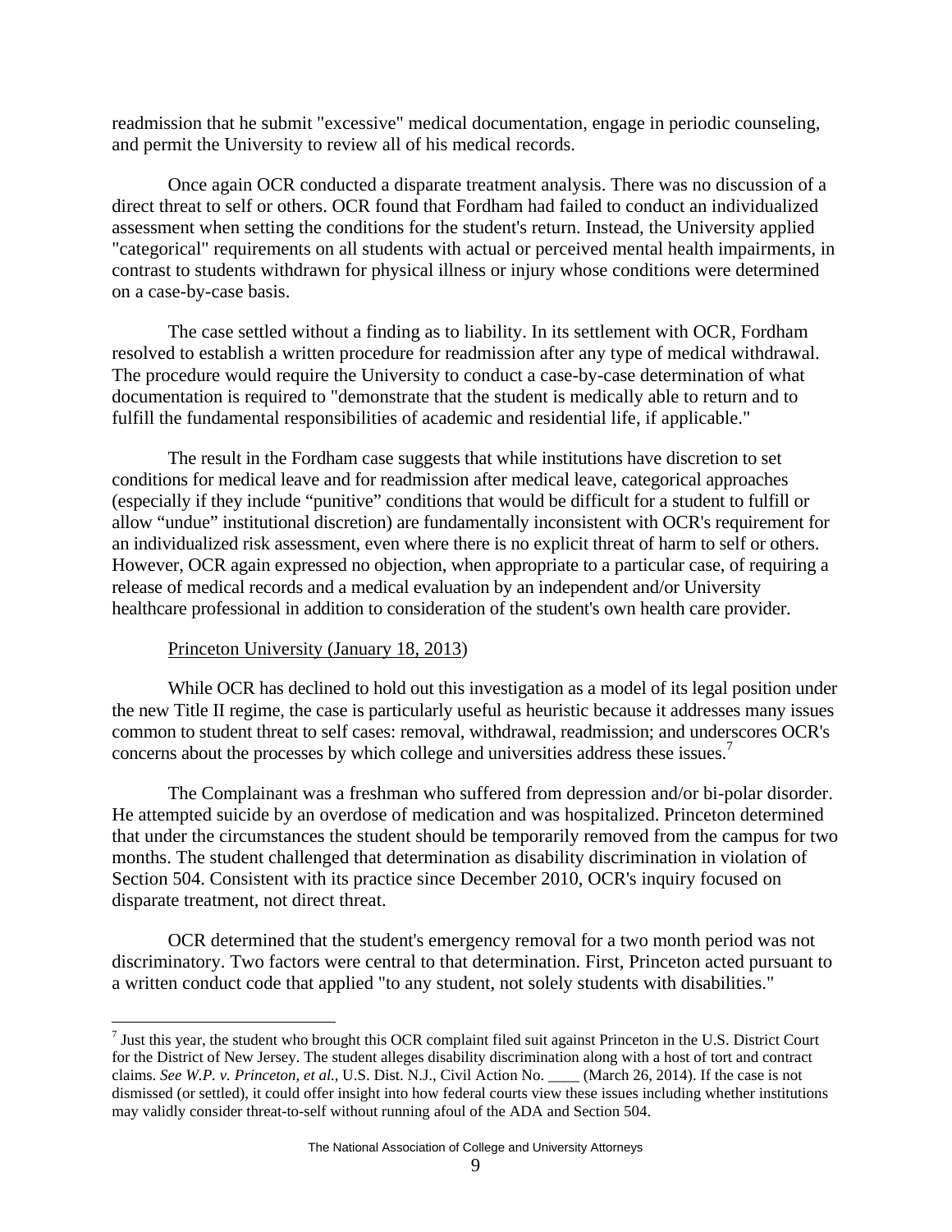readmission that he submit "excessive" medical documentation, engage in periodic counseling, and permit the University to review all of his medical records.

Once again OCR conducted a disparate treatment analysis. There was no discussion of a direct threat to self or others. OCR found that Fordham had failed to conduct an individualized assessment when setting the conditions for the student's return. Instead, the University applied "categorical" requirements on all students with actual or perceived mental health impairments, in contrast to students withdrawn for physical illness or injury whose conditions were determined on a case-by-case basis.

The case settled without a finding as to liability. In its settlement with OCR, Fordham resolved to establish a written procedure for readmission after any type of medical withdrawal. The procedure would require the University to conduct a case-by-case determination of what documentation is required to "demonstrate that the student is medically able to return and to fulfill the fundamental responsibilities of academic and residential life, if applicable."

The result in the Fordham case suggests that while institutions have discretion to set conditions for medical leave and for readmission after medical leave, categorical approaches (especially if they include "punitive" conditions that would be difficult for a student to fulfill or allow "undue" institutional discretion) are fundamentally inconsistent with OCR's requirement for an individualized risk assessment, even where there is no explicit threat of harm to self or others. However, OCR again expressed no objection, when appropriate to a particular case, of requiring a release of medical records and a medical evaluation by an independent and/or University healthcare professional in addition to consideration of the student's own health care provider.

Princeton University (January 18, 2013)

While OCR has declined to hold out this investigation as a model of its legal position under the new Title II regime, the case is particularly useful as heuristic because it addresses many issues common to student threat to self cases: removal, withdrawal, readmission; and underscores OCR's concerns about the processes by which college and universities address these issues.[7]

The Complainant was a freshman who suffered from depression and/or bi-polar disorder. He attempted suicide by an overdose of medication and was hospitalized. Princeton determined that under the circumstances the student should be temporarily removed from the campus for two months. The student challenged that determination as disability discrimination in violation of Section 504. Consistent with its practice since December 2010, OCR's inquiry focused on disparate treatment, not direct threat.

OCR determined that the student's emergency removal for a two month period was not discriminatory. Two factors were central to that determination. First, Princeton acted pursuant to a written conduct code that applied "to any student, not solely students with disabilities."

[7] Just this year, the student who brought this OCR complaint filed suit against Princeton in the U.S. District Court for the District of New Jersey. The student alleges disability discrimination along with a host of tort and contract claims. *See W.P. v. Princeton, et al.*, U.S. Dist. N.J., Civil Action No. ____ (March 26, 2014). If the case is not dismissed (or settled), it could offer insight into how federal courts view these issues including whether institutions may validly consider threat-to-self without running afoul of the ADA and Section 504.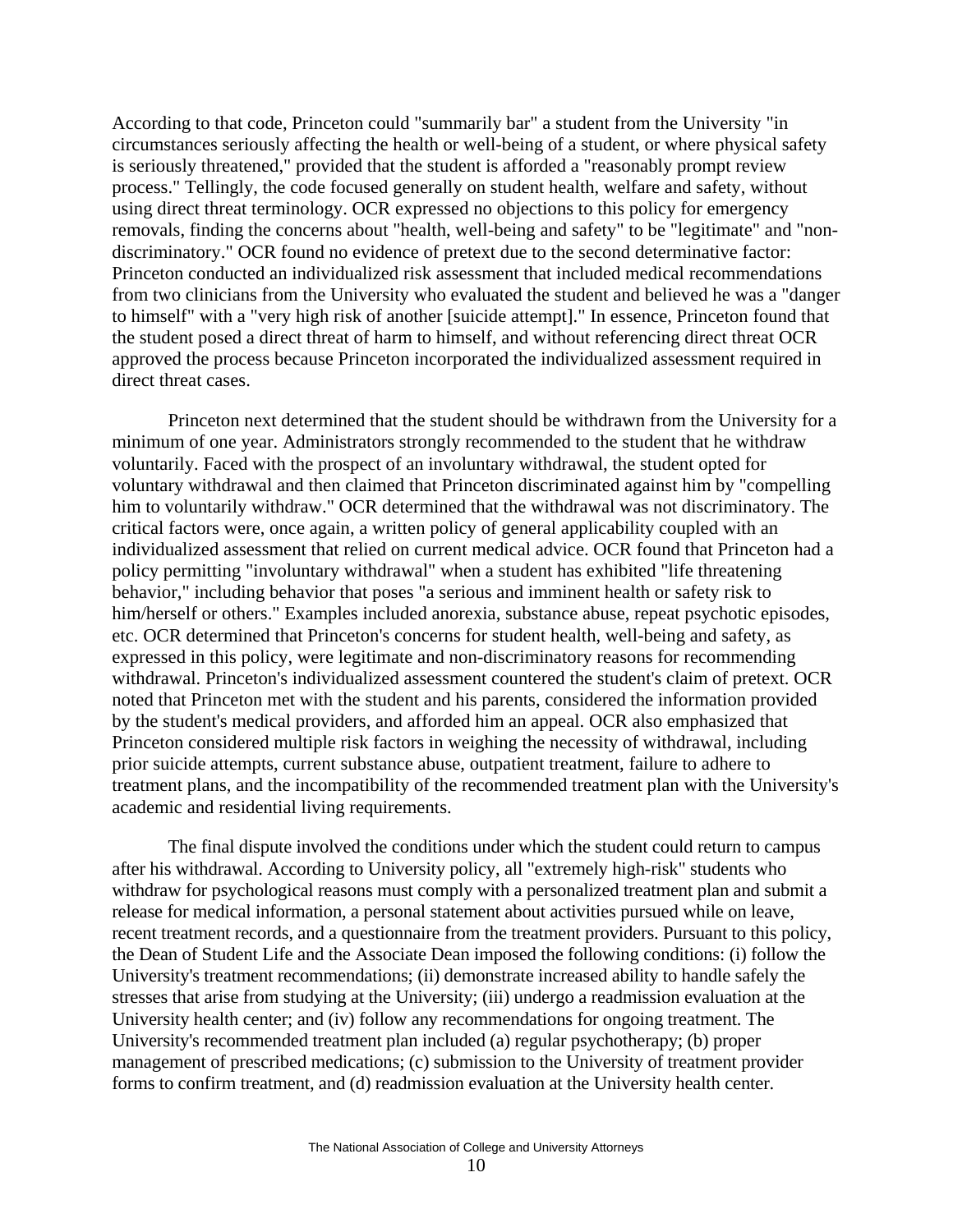According to that code, Princeton could "summarily bar" a student from the University "in circumstances seriously affecting the health or well-being of a student, or where physical safety is seriously threatened," provided that the student is afforded a "reasonably prompt review process." Tellingly, the code focused generally on student health, welfare and safety, without using direct threat terminology. OCR expressed no objections to this policy for emergency removals, finding the concerns about "health, well-being and safety" to be "legitimate" and "non-discriminatory." OCR found no evidence of pretext due to the second determinative factor: Princeton conducted an individualized risk assessment that included medical recommendations from two clinicians from the University who evaluated the student and believed he was a "danger to himself" with a "very high risk of another [suicide attempt]." In essence, Princeton found that the student posed a direct threat of harm to himself, and without referencing direct threat OCR approved the process because Princeton incorporated the individualized assessment required in direct threat cases.

Princeton next determined that the student should be withdrawn from the University for a minimum of one year. Administrators strongly recommended to the student that he withdraw voluntarily. Faced with the prospect of an involuntary withdrawal, the student opted for voluntary withdrawal and then claimed that Princeton discriminated against him by "compelling him to voluntarily withdraw." OCR determined that the withdrawal was not discriminatory. The critical factors were, once again, a written policy of general applicability coupled with an individualized assessment that relied on current medical advice. OCR found that Princeton had a policy permitting "involuntary withdrawal" when a student has exhibited "life threatening behavior," including behavior that poses "a serious and imminent health or safety risk to him/herself or others." Examples included anorexia, substance abuse, repeat psychotic episodes, etc. OCR determined that Princeton's concerns for student health, well-being and safety, as expressed in this policy, were legitimate and non-discriminatory reasons for recommending withdrawal. Princeton's individualized assessment countered the student's claim of pretext. OCR noted that Princeton met with the student and his parents, considered the information provided by the student's medical providers, and afforded him an appeal. OCR also emphasized that Princeton considered multiple risk factors in weighing the necessity of withdrawal, including prior suicide attempts, current substance abuse, outpatient treatment, failure to adhere to treatment plans, and the incompatibility of the recommended treatment plan with the University's academic and residential living requirements.

The final dispute involved the conditions under which the student could return to campus after his withdrawal. According to University policy, all "extremely high-risk" students who withdraw for psychological reasons must comply with a personalized treatment plan and submit a release for medical information, a personal statement about activities pursued while on leave, recent treatment records, and a questionnaire from the treatment providers. Pursuant to this policy, the Dean of Student Life and the Associate Dean imposed the following conditions: (i) follow the University's treatment recommendations; (ii) demonstrate increased ability to handle safely the stresses that arise from studying at the University; (iii) undergo a readmission evaluation at the University health center; and (iv) follow any recommendations for ongoing treatment. The University's recommended treatment plan included (a) regular psychotherapy; (b) proper management of prescribed medications; (c) submission to the University of treatment provider forms to confirm treatment, and (d) readmission evaluation at the University health center.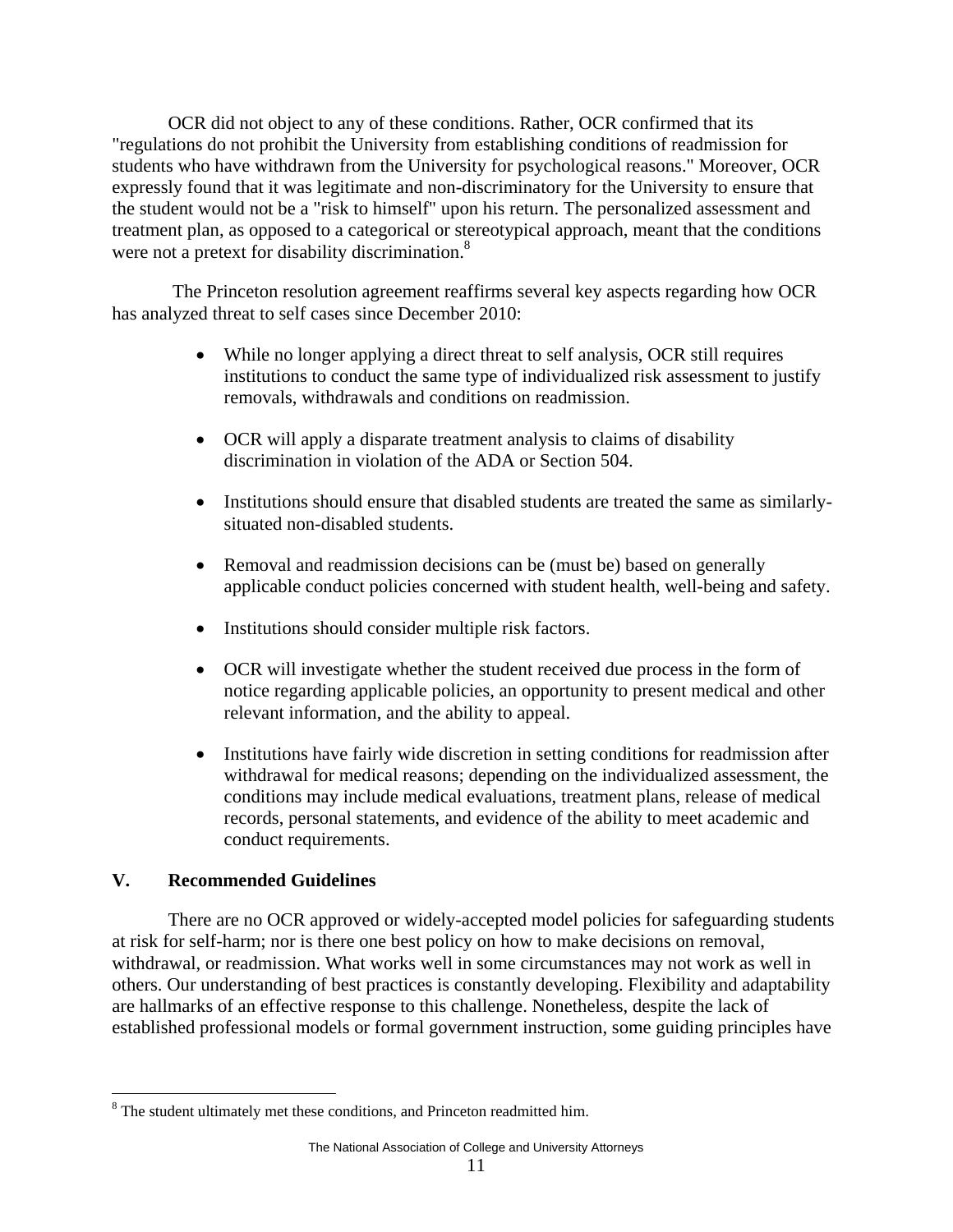OCR did not object to any of these conditions. Rather, OCR confirmed that its "regulations do not prohibit the University from establishing conditions of readmission for students who have withdrawn from the University for psychological reasons." Moreover, OCR expressly found that it was legitimate and non-discriminatory for the University to ensure that the student would not be a "risk to himself" upon his return. The personalized assessment and treatment plan, as opposed to a categorical or stereotypical approach, meant that the conditions were not a pretext for disability discrimination.[8]

The Princeton resolution agreement reaffirms several key aspects regarding how OCR has analyzed threat to self cases since December 2010:

- While no longer applying a direct threat to self analysis, OCR still requires institutions to conduct the same type of individualized risk assessment to justify removals, withdrawals and conditions on readmission.
- OCR will apply a disparate treatment analysis to claims of disability discrimination in violation of the ADA or Section 504.
- Institutions should ensure that disabled students are treated the same as similarly-situated non-disabled students.
- Removal and readmission decisions can be (must be) based on generally applicable conduct policies concerned with student health, well-being and safety.
- Institutions should consider multiple risk factors.
- OCR will investigate whether the student received due process in the form of notice regarding applicable policies, an opportunity to present medical and other relevant information, and the ability to appeal.
- Institutions have fairly wide discretion in setting conditions for readmission after withdrawal for medical reasons; depending on the individualized assessment, the conditions may include medical evaluations, treatment plans, release of medical records, personal statements, and evidence of the ability to meet academic and conduct requirements.

## V. Recommended Guidelines

There are no OCR approved or widely-accepted model policies for safeguarding students at risk for self-harm; nor is there one best policy on how to make decisions on removal, withdrawal, or readmission. What works well in some circumstances may not work as well in others. Our understanding of best practices is constantly developing. Flexibility and adaptability are hallmarks of an effective response to this challenge. Nonetheless, despite the lack of established professional models or formal government instruction, some guiding principles have

[8] The student ultimately met these conditions, and Princeton readmitted him.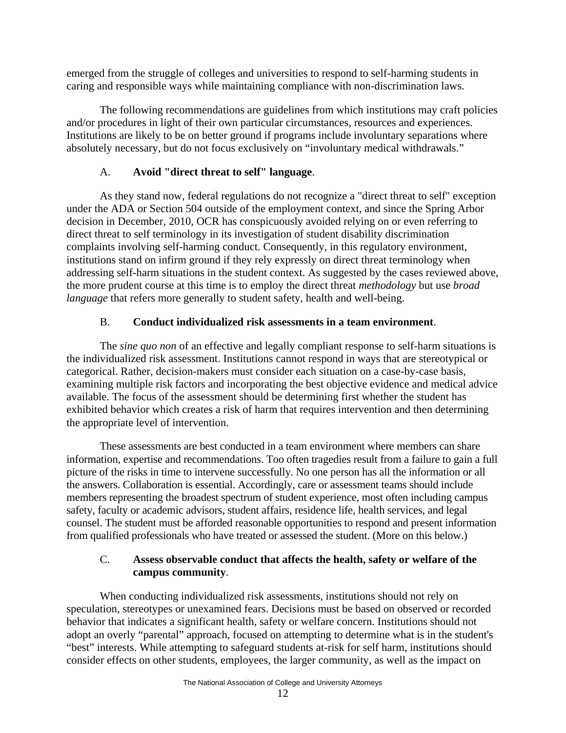emerged from the struggle of colleges and universities to respond to self-harming students in caring and responsible ways while maintaining compliance with non-discrimination laws.

The following recommendations are guidelines from which institutions may craft policies and/or procedures in light of their own particular circumstances, resources and experiences. Institutions are likely to be on better ground if programs include involuntary separations where absolutely necessary, but do not focus exclusively on "involuntary medical withdrawals."

### A. **Avoid "direct threat to self" language**.

As they stand now, federal regulations do not recognize a "direct threat to self" exception under the ADA or Section 504 outside of the employment context, and since the Spring Arbor decision in December, 2010, OCR has conspicuously avoided relying on or even referring to direct threat to self terminology in its investigation of student disability discrimination complaints involving self-harming conduct. Consequently, in this regulatory environment, institutions stand on infirm ground if they rely expressly on direct threat terminology when addressing self-harm situations in the student context. As suggested by the cases reviewed above, the more prudent course at this time is to employ the direct threat *methodology* but use *broad language* that refers more generally to student safety, health and well-being.

### B. **Conduct individualized risk assessments in a team environment**.

The *sine quo non* of an effective and legally compliant response to self-harm situations is the individualized risk assessment. Institutions cannot respond in ways that are stereotypical or categorical. Rather, decision-makers must consider each situation on a case-by-case basis, examining multiple risk factors and incorporating the best objective evidence and medical advice available. The focus of the assessment should be determining first whether the student has exhibited behavior which creates a risk of harm that requires intervention and then determining the appropriate level of intervention.

These assessments are best conducted in a team environment where members can share information, expertise and recommendations. Too often tragedies result from a failure to gain a full picture of the risks in time to intervene successfully. No one person has all the information or all the answers. Collaboration is essential. Accordingly, care or assessment teams should include members representing the broadest spectrum of student experience, most often including campus safety, faculty or academic advisors, student affairs, residence life, health services, and legal counsel. The student must be afforded reasonable opportunities to respond and present information from qualified professionals who have treated or assessed the student. (More on this below.)

### C. **Assess observable conduct that affects the health, safety or welfare of the campus community**.

When conducting individualized risk assessments, institutions should not rely on speculation, stereotypes or unexamined fears. Decisions must be based on observed or recorded behavior that indicates a significant health, safety or welfare concern. Institutions should not adopt an overly "parental" approach, focused on attempting to determine what is in the student's "best" interests. While attempting to safeguard students at-risk for self harm, institutions should consider effects on other students, employees, the larger community, as well as the impact on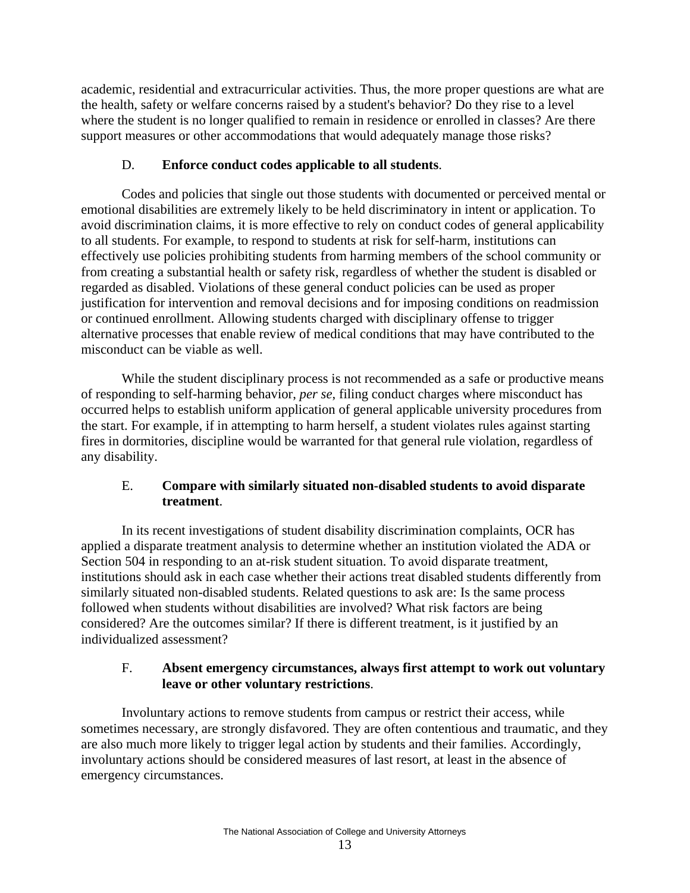academic, residential and extracurricular activities. Thus, the more proper questions are what are the health, safety or welfare concerns raised by a student's behavior? Do they rise to a level where the student is no longer qualified to remain in residence or enrolled in classes? Are there support measures or other accommodations that would adequately manage those risks?

### D. **Enforce conduct codes applicable to all students**.

Codes and policies that single out those students with documented or perceived mental or emotional disabilities are extremely likely to be held discriminatory in intent or application. To avoid discrimination claims, it is more effective to rely on conduct codes of general applicability to all students. For example, to respond to students at risk for self-harm, institutions can effectively use policies prohibiting students from harming members of the school community or from creating a substantial health or safety risk, regardless of whether the student is disabled or regarded as disabled. Violations of these general conduct policies can be used as proper justification for intervention and removal decisions and for imposing conditions on readmission or continued enrollment. Allowing students charged with disciplinary offense to trigger alternative processes that enable review of medical conditions that may have contributed to the misconduct can be viable as well.

While the student disciplinary process is not recommended as a safe or productive means of responding to self-harming behavior, *per se*, filing conduct charges where misconduct has occurred helps to establish uniform application of general applicable university procedures from the start. For example, if in attempting to harm herself, a student violates rules against starting fires in dormitories, discipline would be warranted for that general rule violation, regardless of any disability.

### E. **Compare with similarly situated non-disabled students to avoid disparate treatment**.

In its recent investigations of student disability discrimination complaints, OCR has applied a disparate treatment analysis to determine whether an institution violated the ADA or Section 504 in responding to an at-risk student situation. To avoid disparate treatment, institutions should ask in each case whether their actions treat disabled students differently from similarly situated non-disabled students. Related questions to ask are: Is the same process followed when students without disabilities are involved? What risk factors are being considered? Are the outcomes similar? If there is different treatment, is it justified by an individualized assessment?

### F. **Absent emergency circumstances, always first attempt to work out voluntary leave or other voluntary restrictions**.

Involuntary actions to remove students from campus or restrict their access, while sometimes necessary, are strongly disfavored. They are often contentious and traumatic, and they are also much more likely to trigger legal action by students and their families. Accordingly, involuntary actions should be considered measures of last resort, at least in the absence of emergency circumstances.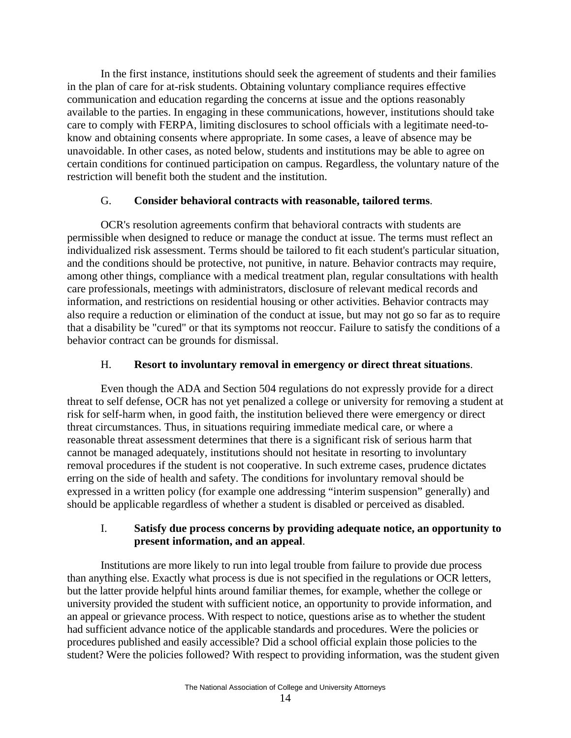In the first instance, institutions should seek the agreement of students and their families in the plan of care for at-risk students. Obtaining voluntary compliance requires effective communication and education regarding the concerns at issue and the options reasonably available to the parties. In engaging in these communications, however, institutions should take care to comply with FERPA, limiting disclosures to school officials with a legitimate need-to-know and obtaining consents where appropriate. In some cases, a leave of absence may be unavoidable. In other cases, as noted below, students and institutions may be able to agree on certain conditions for continued participation on campus. Regardless, the voluntary nature of the restriction will benefit both the student and the institution.

### G. **Consider behavioral contracts with reasonable, tailored terms**.

OCR's resolution agreements confirm that behavioral contracts with students are permissible when designed to reduce or manage the conduct at issue. The terms must reflect an individualized risk assessment. Terms should be tailored to fit each student's particular situation, and the conditions should be protective, not punitive, in nature. Behavior contracts may require, among other things, compliance with a medical treatment plan, regular consultations with health care professionals, meetings with administrators, disclosure of relevant medical records and information, and restrictions on residential housing or other activities. Behavior contracts may also require a reduction or elimination of the conduct at issue, but may not go so far as to require that a disability be "cured" or that its symptoms not reoccur. Failure to satisfy the conditions of a behavior contract can be grounds for dismissal.

### H. **Resort to involuntary removal in emergency or direct threat situations**.

Even though the ADA and Section 504 regulations do not expressly provide for a direct threat to self defense, OCR has not yet penalized a college or university for removing a student at risk for self-harm when, in good faith, the institution believed there were emergency or direct threat circumstances. Thus, in situations requiring immediate medical care, or where a reasonable threat assessment determines that there is a significant risk of serious harm that cannot be managed adequately, institutions should not hesitate in resorting to involuntary removal procedures if the student is not cooperative. In such extreme cases, prudence dictates erring on the side of health and safety. The conditions for involuntary removal should be expressed in a written policy (for example one addressing "interim suspension" generally) and should be applicable regardless of whether a student is disabled or perceived as disabled.

### I. **Satisfy due process concerns by providing adequate notice, an opportunity to present information, and an appeal**.

Institutions are more likely to run into legal trouble from failure to provide due process than anything else. Exactly what process is due is not specified in the regulations or OCR letters, but the latter provide helpful hints around familiar themes, for example, whether the college or university provided the student with sufficient notice, an opportunity to provide information, and an appeal or grievance process. With respect to notice, questions arise as to whether the student had sufficient advance notice of the applicable standards and procedures. Were the policies or procedures published and easily accessible? Did a school official explain those policies to the student? Were the policies followed? With respect to providing information, was the student given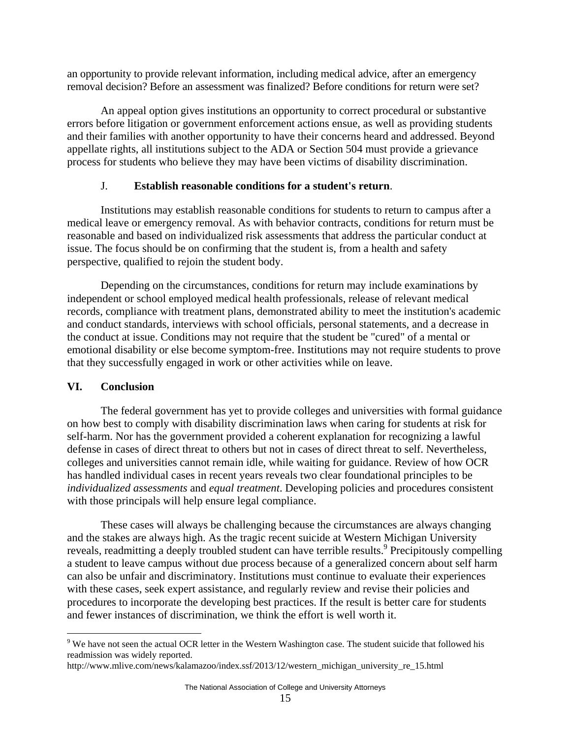an opportunity to provide relevant information, including medical advice, after an emergency removal decision? Before an assessment was finalized? Before conditions for return were set?

An appeal option gives institutions an opportunity to correct procedural or substantive errors before litigation or government enforcement actions ensue, as well as providing students and their families with another opportunity to have their concerns heard and addressed. Beyond appellate rights, all institutions subject to the ADA or Section 504 must provide a grievance process for students who believe they may have been victims of disability discrimination.

### J. **Establish reasonable conditions for a student's return**.

Institutions may establish reasonable conditions for students to return to campus after a medical leave or emergency removal. As with behavior contracts, conditions for return must be reasonable and based on individualized risk assessments that address the particular conduct at issue. The focus should be on confirming that the student is, from a health and safety perspective, qualified to rejoin the student body.

Depending on the circumstances, conditions for return may include examinations by independent or school employed medical health professionals, release of relevant medical records, compliance with treatment plans, demonstrated ability to meet the institution's academic and conduct standards, interviews with school officials, personal statements, and a decrease in the conduct at issue. Conditions may not require that the student be "cured" of a mental or emotional disability or else become symptom-free. Institutions may not require students to prove that they successfully engaged in work or other activities while on leave.

## VI. Conclusion

The federal government has yet to provide colleges and universities with formal guidance on how best to comply with disability discrimination laws when caring for students at risk for self-harm. Nor has the government provided a coherent explanation for recognizing a lawful defense in cases of direct threat to others but not in cases of direct threat to self. Nevertheless, colleges and universities cannot remain idle, while waiting for guidance. Review of how OCR has handled individual cases in recent years reveals two clear foundational principles to be *individualized assessments* and *equal treatment*. Developing policies and procedures consistent with those principals will help ensure legal compliance.

These cases will always be challenging because the circumstances are always changing and the stakes are always high. As the tragic recent suicide at Western Michigan University reveals, readmitting a deeply troubled student can have terrible results.[9] Precipitously compelling a student to leave campus without due process because of a generalized concern about self harm can also be unfair and discriminatory. Institutions must continue to evaluate their experiences with these cases, seek expert assistance, and regularly review and revise their policies and procedures to incorporate the developing best practices. If the result is better care for students and fewer instances of discrimination, we think the effort is well worth it.

---

[9] We have not seen the actual OCR letter in the Western Washington case. The student suicide that followed his readmission was widely reported.
http://www.mlive.com/news/kalamazoo/index.ssf/2013/12/western_michigan_university_re_15.html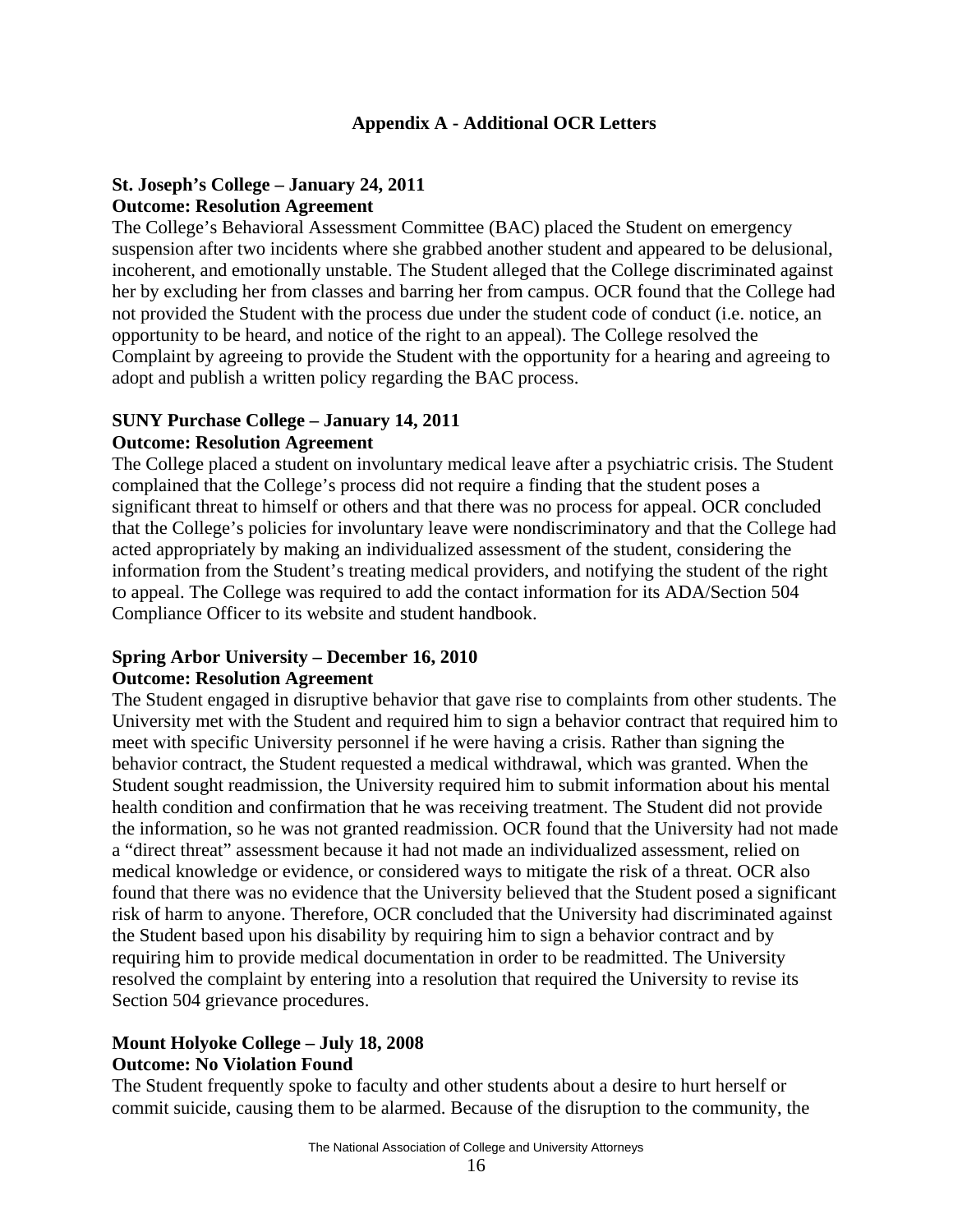## Appendix A - Additional OCR Letters

**St. Joseph's College – January 24, 2011**
**Outcome: Resolution Agreement**

The College's Behavioral Assessment Committee (BAC) placed the Student on emergency suspension after two incidents where she grabbed another student and appeared to be delusional, incoherent, and emotionally unstable. The Student alleged that the College discriminated against her by excluding her from classes and barring her from campus. OCR found that the College had not provided the Student with the process due under the student code of conduct (i.e. notice, an opportunity to be heard, and notice of the right to an appeal). The College resolved the Complaint by agreeing to provide the Student with the opportunity for a hearing and agreeing to adopt and publish a written policy regarding the BAC process.

**SUNY Purchase College – January 14, 2011**
**Outcome: Resolution Agreement**

The College placed a student on involuntary medical leave after a psychiatric crisis. The Student complained that the College's process did not require a finding that the student poses a significant threat to himself or others and that there was no process for appeal. OCR concluded that the College's policies for involuntary leave were nondiscriminatory and that the College had acted appropriately by making an individualized assessment of the student, considering the information from the Student's treating medical providers, and notifying the student of the right to appeal. The College was required to add the contact information for its ADA/Section 504 Compliance Officer to its website and student handbook.

**Spring Arbor University – December 16, 2010**
**Outcome: Resolution Agreement**

The Student engaged in disruptive behavior that gave rise to complaints from other students. The University met with the Student and required him to sign a behavior contract that required him to meet with specific University personnel if he were having a crisis. Rather than signing the behavior contract, the Student requested a medical withdrawal, which was granted. When the Student sought readmission, the University required him to submit information about his mental health condition and confirmation that he was receiving treatment. The Student did not provide the information, so he was not granted readmission. OCR found that the University had not made a "direct threat" assessment because it had not made an individualized assessment, relied on medical knowledge or evidence, or considered ways to mitigate the risk of a threat. OCR also found that there was no evidence that the University believed that the Student posed a significant risk of harm to anyone. Therefore, OCR concluded that the University had discriminated against the Student based upon his disability by requiring him to sign a behavior contract and by requiring him to provide medical documentation in order to be readmitted. The University resolved the complaint by entering into a resolution that required the University to revise its Section 504 grievance procedures.

**Mount Holyoke College – July 18, 2008**
**Outcome: No Violation Found**

The Student frequently spoke to faculty and other students about a desire to hurt herself or commit suicide, causing them to be alarmed. Because of the disruption to the community, the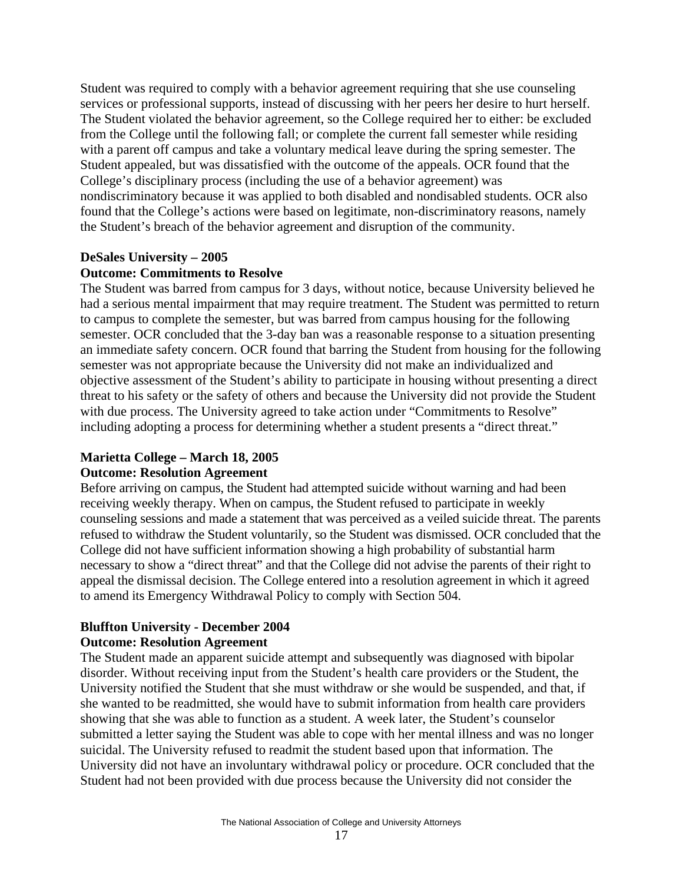Student was required to comply with a behavior agreement requiring that she use counseling services or professional supports, instead of discussing with her peers her desire to hurt herself. The Student violated the behavior agreement, so the College required her to either: be excluded from the College until the following fall; or complete the current fall semester while residing with a parent off campus and take a voluntary medical leave during the spring semester. The Student appealed, but was dissatisfied with the outcome of the appeals. OCR found that the College's disciplinary process (including the use of a behavior agreement) was nondiscriminatory because it was applied to both disabled and nondisabled students. OCR also found that the College's actions were based on legitimate, non-discriminatory reasons, namely the Student's breach of the behavior agreement and disruption of the community.

**DeSales University – 2005**
**Outcome: Commitments to Resolve**

The Student was barred from campus for 3 days, without notice, because University believed he had a serious mental impairment that may require treatment. The Student was permitted to return to campus to complete the semester, but was barred from campus housing for the following semester. OCR concluded that the 3-day ban was a reasonable response to a situation presenting an immediate safety concern. OCR found that barring the Student from housing for the following semester was not appropriate because the University did not make an individualized and objective assessment of the Student's ability to participate in housing without presenting a direct threat to his safety or the safety of others and because the University did not provide the Student with due process. The University agreed to take action under "Commitments to Resolve" including adopting a process for determining whether a student presents a "direct threat."

**Marietta College – March 18, 2005**
**Outcome: Resolution Agreement**

Before arriving on campus, the Student had attempted suicide without warning and had been receiving weekly therapy. When on campus, the Student refused to participate in weekly counseling sessions and made a statement that was perceived as a veiled suicide threat. The parents refused to withdraw the Student voluntarily, so the Student was dismissed. OCR concluded that the College did not have sufficient information showing a high probability of substantial harm necessary to show a "direct threat" and that the College did not advise the parents of their right to appeal the dismissal decision. The College entered into a resolution agreement in which it agreed to amend its Emergency Withdrawal Policy to comply with Section 504.

**Bluffton University - December 2004**
**Outcome: Resolution Agreement**

The Student made an apparent suicide attempt and subsequently was diagnosed with bipolar disorder. Without receiving input from the Student's health care providers or the Student, the University notified the Student that she must withdraw or she would be suspended, and that, if she wanted to be readmitted, she would have to submit information from health care providers showing that she was able to function as a student. A week later, the Student's counselor submitted a letter saying the Student was able to cope with her mental illness and was no longer suicidal. The University refused to readmit the student based upon that information. The University did not have an involuntary withdrawal policy or procedure. OCR concluded that the Student had not been provided with due process because the University did not consider the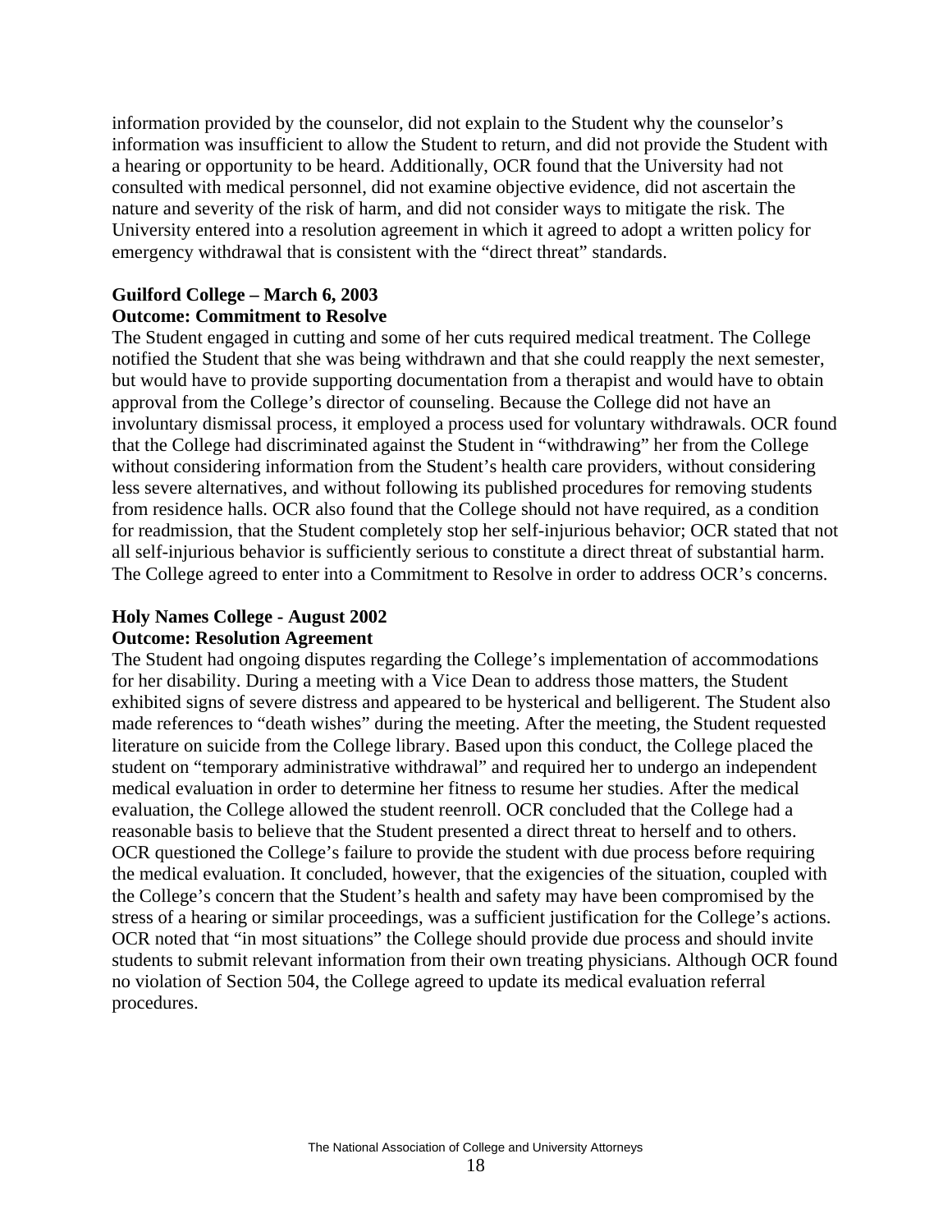information provided by the counselor, did not explain to the Student why the counselor's information was insufficient to allow the Student to return, and did not provide the Student with a hearing or opportunity to be heard. Additionally, OCR found that the University had not consulted with medical personnel, did not examine objective evidence, did not ascertain the nature and severity of the risk of harm, and did not consider ways to mitigate the risk. The University entered into a resolution agreement in which it agreed to adopt a written policy for emergency withdrawal that is consistent with the "direct threat" standards.

**Guilford College – March 6, 2003**
**Outcome: Commitment to Resolve**

The Student engaged in cutting and some of her cuts required medical treatment. The College notified the Student that she was being withdrawn and that she could reapply the next semester, but would have to provide supporting documentation from a therapist and would have to obtain approval from the College's director of counseling. Because the College did not have an involuntary dismissal process, it employed a process used for voluntary withdrawals. OCR found that the College had discriminated against the Student in "withdrawing" her from the College without considering information from the Student's health care providers, without considering less severe alternatives, and without following its published procedures for removing students from residence halls. OCR also found that the College should not have required, as a condition for readmission, that the Student completely stop her self-injurious behavior; OCR stated that not all self-injurious behavior is sufficiently serious to constitute a direct threat of substantial harm. The College agreed to enter into a Commitment to Resolve in order to address OCR's concerns.

**Holy Names College - August 2002**
**Outcome: Resolution Agreement**

The Student had ongoing disputes regarding the College's implementation of accommodations for her disability. During a meeting with a Vice Dean to address those matters, the Student exhibited signs of severe distress and appeared to be hysterical and belligerent. The Student also made references to "death wishes" during the meeting. After the meeting, the Student requested literature on suicide from the College library. Based upon this conduct, the College placed the student on "temporary administrative withdrawal" and required her to undergo an independent medical evaluation in order to determine her fitness to resume her studies. After the medical evaluation, the College allowed the student reenroll. OCR concluded that the College had a reasonable basis to believe that the Student presented a direct threat to herself and to others. OCR questioned the College's failure to provide the student with due process before requiring the medical evaluation. It concluded, however, that the exigencies of the situation, coupled with the College's concern that the Student's health and safety may have been compromised by the stress of a hearing or similar proceedings, was a sufficient justification for the College's actions. OCR noted that "in most situations" the College should provide due process and should invite students to submit relevant information from their own treating physicians. Although OCR found no violation of Section 504, the College agreed to update its medical evaluation referral procedures.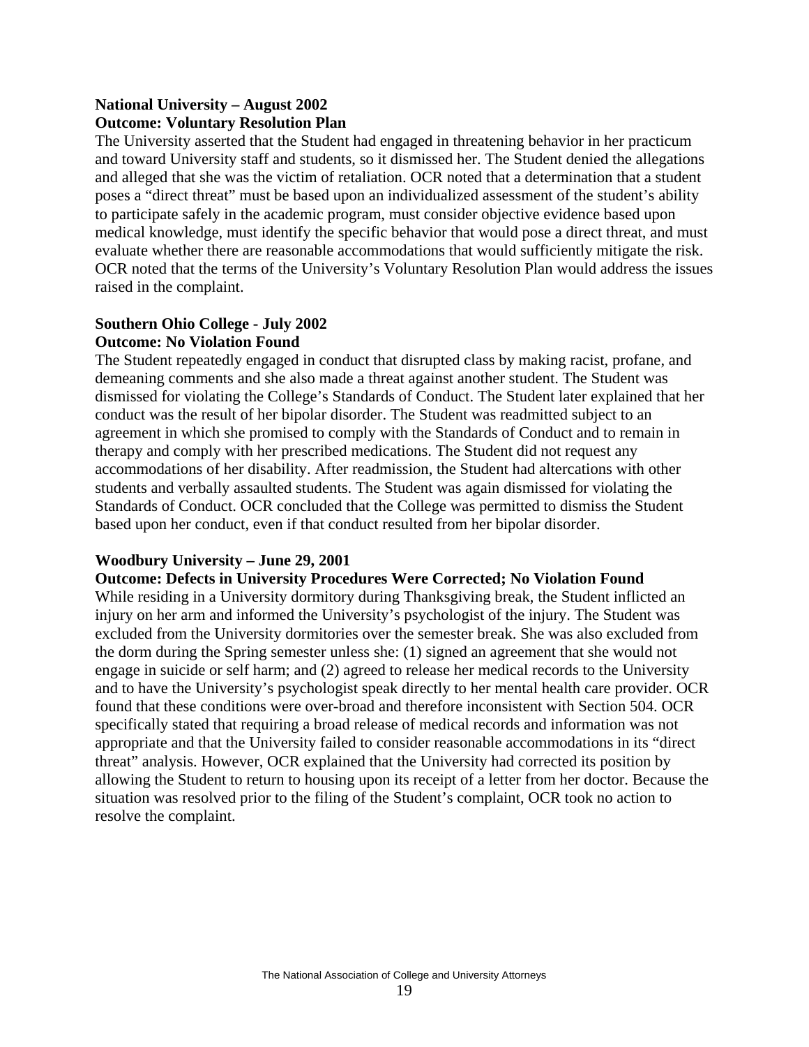**National University – August 2002**
**Outcome: Voluntary Resolution Plan**

The University asserted that the Student had engaged in threatening behavior in her practicum and toward University staff and students, so it dismissed her. The Student denied the allegations and alleged that she was the victim of retaliation. OCR noted that a determination that a student poses a "direct threat" must be based upon an individualized assessment of the student's ability to participate safely in the academic program, must consider objective evidence based upon medical knowledge, must identify the specific behavior that would pose a direct threat, and must evaluate whether there are reasonable accommodations that would sufficiently mitigate the risk. OCR noted that the terms of the University's Voluntary Resolution Plan would address the issues raised in the complaint.

**Southern Ohio College - July 2002**
**Outcome: No Violation Found**

The Student repeatedly engaged in conduct that disrupted class by making racist, profane, and demeaning comments and she also made a threat against another student. The Student was dismissed for violating the College's Standards of Conduct. The Student later explained that her conduct was the result of her bipolar disorder. The Student was readmitted subject to an agreement in which she promised to comply with the Standards of Conduct and to remain in therapy and comply with her prescribed medications. The Student did not request any accommodations of her disability. After readmission, the Student had altercations with other students and verbally assaulted students. The Student was again dismissed for violating the Standards of Conduct. OCR concluded that the College was permitted to dismiss the Student based upon her conduct, even if that conduct resulted from her bipolar disorder.

**Woodbury University – June 29, 2001**
**Outcome: Defects in University Procedures Were Corrected; No Violation Found**

While residing in a University dormitory during Thanksgiving break, the Student inflicted an injury on her arm and informed the University's psychologist of the injury. The Student was excluded from the University dormitories over the semester break. She was also excluded from the dorm during the Spring semester unless she: (1) signed an agreement that she would not engage in suicide or self harm; and (2) agreed to release her medical records to the University and to have the University's psychologist speak directly to her mental health care provider. OCR found that these conditions were over-broad and therefore inconsistent with Section 504. OCR specifically stated that requiring a broad release of medical records and information was not appropriate and that the University failed to consider reasonable accommodations in its "direct threat" analysis. However, OCR explained that the University had corrected its position by allowing the Student to return to housing upon its receipt of a letter from her doctor. Because the situation was resolved prior to the filing of the Student's complaint, OCR took no action to resolve the complaint.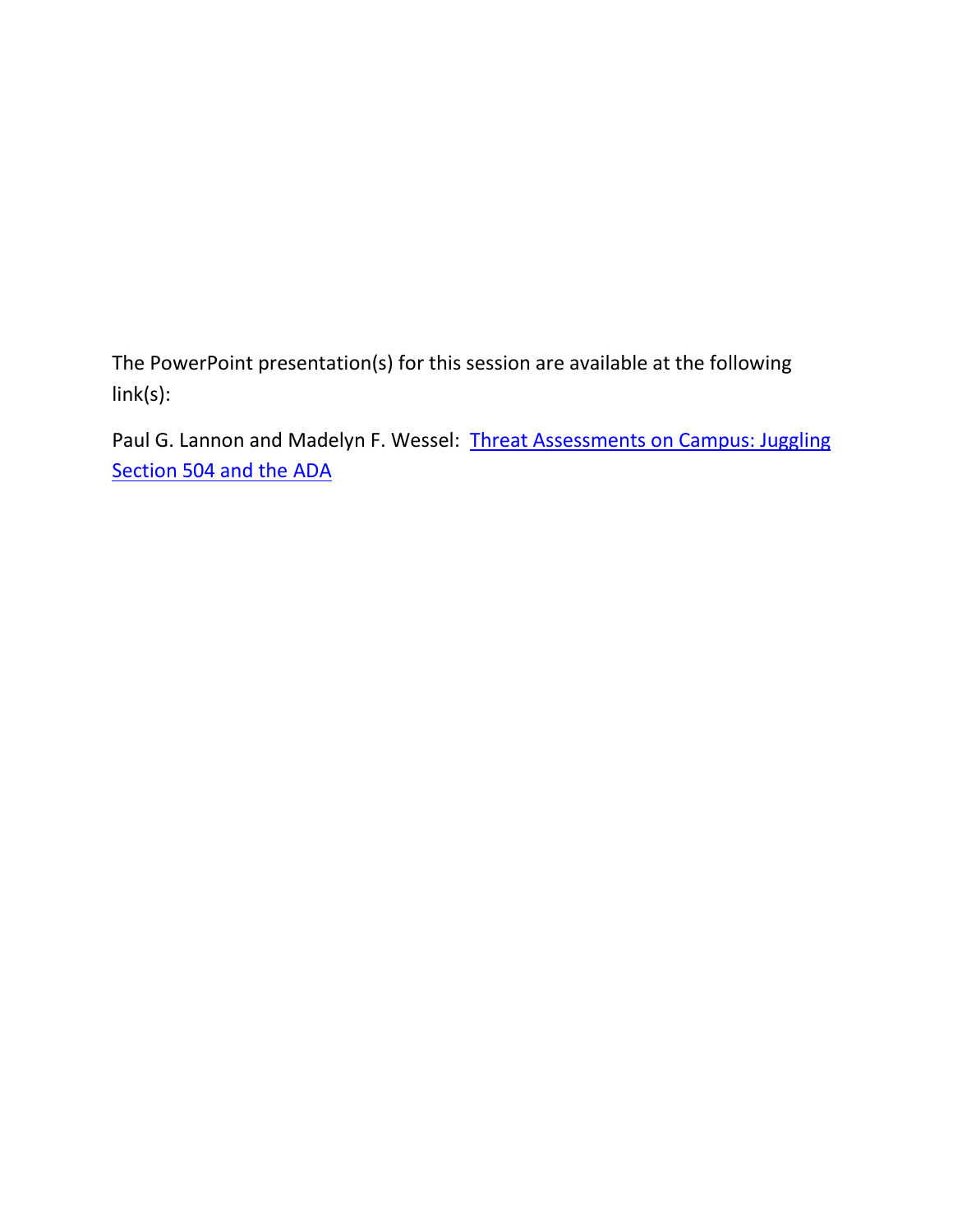The PowerPoint presentation(s) for this session are available at the following link(s):

Paul G. Lannon and Madelyn F. Wessel: Threat Assessments on Campus: Juggling Section 504 and the ADA